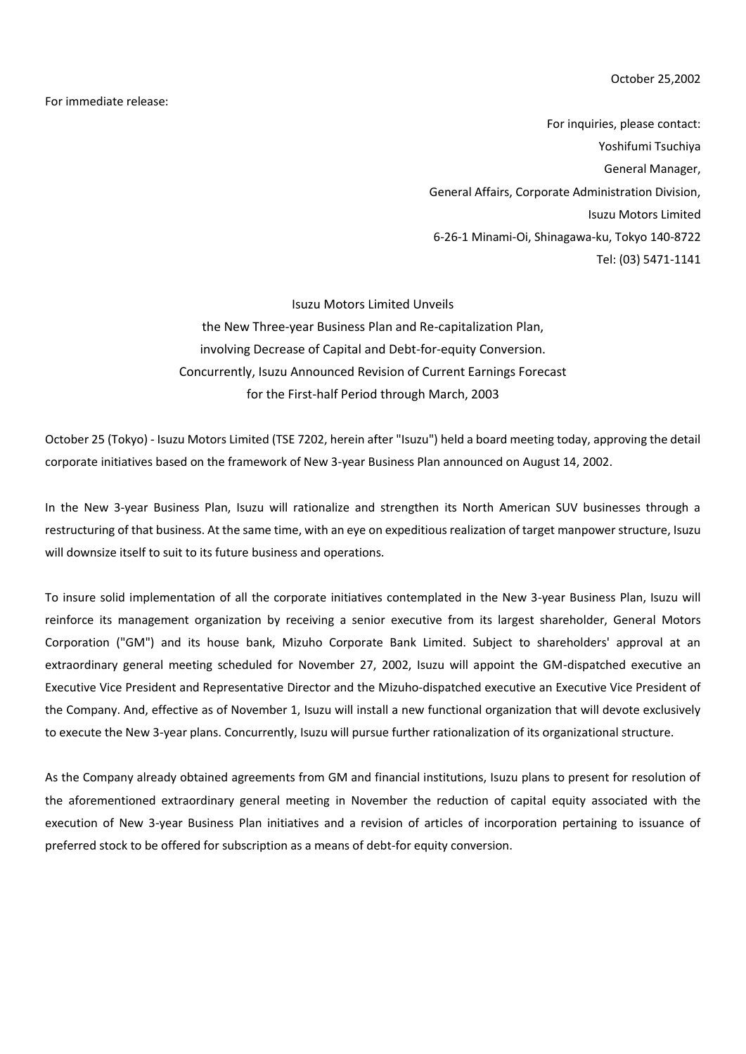October 25,2002

For immediate release:

For inquiries, please contact:
Yoshifumi Tsuchiya
General Manager,
General Affairs, Corporate Administration Division,
Isuzu Motors Limited
6-26-1 Minami-Oi, Shinagawa-ku, Tokyo 140-8722
Tel: (03) 5471-1141

# Isuzu Motors Limited Unveils the New Three-year Business Plan and Re-capitalization Plan, involving Decrease of Capital and Debt-for-equity Conversion. Concurrently, Isuzu Announced Revision of Current Earnings Forecast for the First-half Period through March, 2003

October 25 (Tokyo) - Isuzu Motors Limited (TSE 7202, herein after "Isuzu") held a board meeting today, approving the detail corporate initiatives based on the framework of New 3-year Business Plan announced on August 14, 2002.

In the New 3-year Business Plan, Isuzu will rationalize and strengthen its North American SUV businesses through a restructuring of that business. At the same time, with an eye on expeditious realization of target manpower structure, Isuzu will downsize itself to suit to its future business and operations.

To insure solid implementation of all the corporate initiatives contemplated in the New 3-year Business Plan, Isuzu will reinforce its management organization by receiving a senior executive from its largest shareholder, General Motors Corporation ("GM") and its house bank, Mizuho Corporate Bank Limited. Subject to shareholders' approval at an extraordinary general meeting scheduled for November 27, 2002, Isuzu will appoint the GM-dispatched executive an Executive Vice President and Representative Director and the Mizuho-dispatched executive an Executive Vice President of the Company. And, effective as of November 1, Isuzu will install a new functional organization that will devote exclusively to execute the New 3-year plans. Concurrently, Isuzu will pursue further rationalization of its organizational structure.

As the Company already obtained agreements from GM and financial institutions, Isuzu plans to present for resolution of the aforementioned extraordinary general meeting in November the reduction of capital equity associated with the execution of New 3-year Business Plan initiatives and a revision of articles of incorporation pertaining to issuance of preferred stock to be offered for subscription as a means of debt-for equity conversion.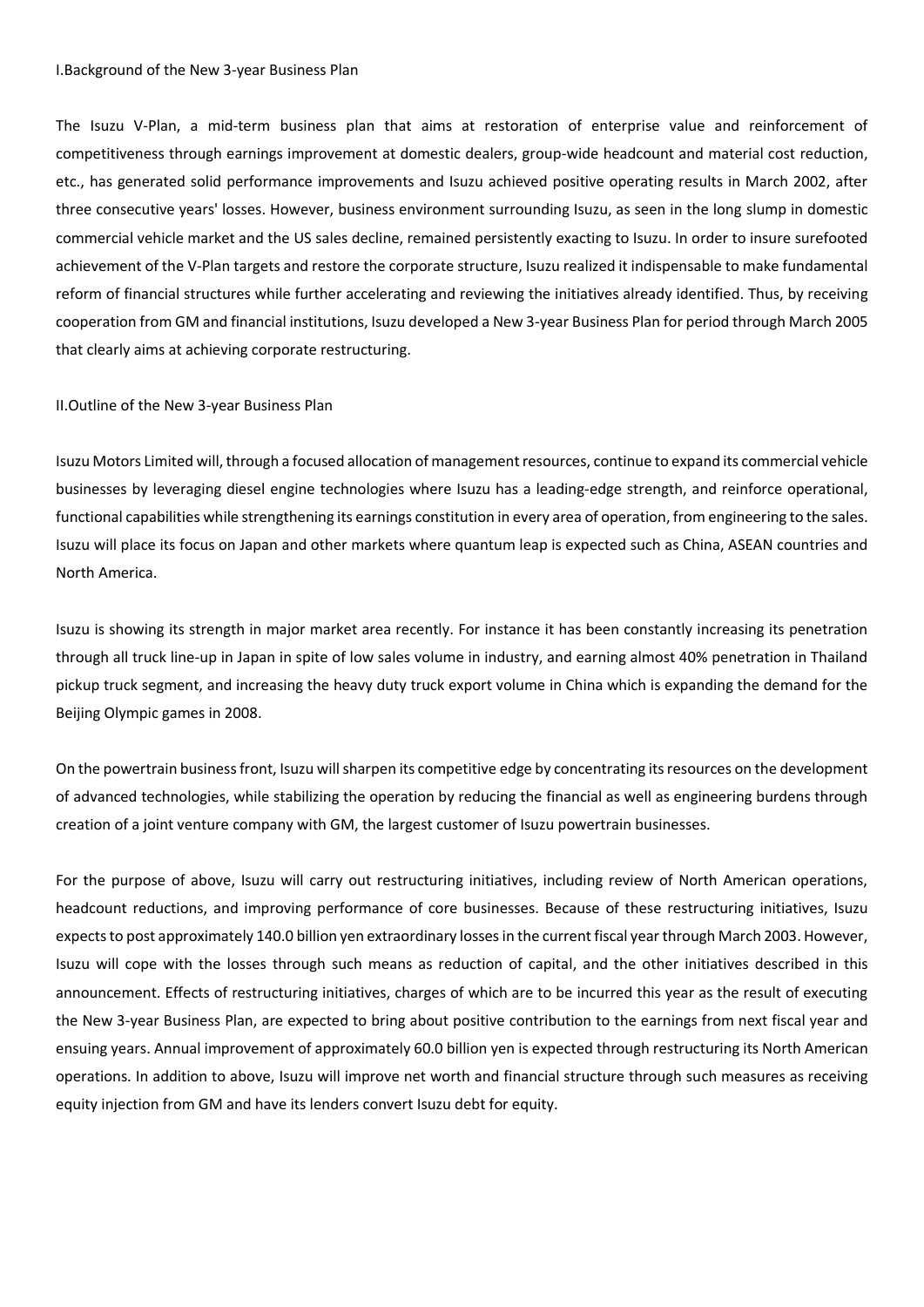## I.Background of the New 3-year Business Plan

The Isuzu V-Plan, a mid-term business plan that aims at restoration of enterprise value and reinforcement of competitiveness through earnings improvement at domestic dealers, group-wide headcount and material cost reduction, etc., has generated solid performance improvements and Isuzu achieved positive operating results in March 2002, after three consecutive years' losses. However, business environment surrounding Isuzu, as seen in the long slump in domestic commercial vehicle market and the US sales decline, remained persistently exacting to Isuzu. In order to insure surefooted achievement of the V-Plan targets and restore the corporate structure, Isuzu realized it indispensable to make fundamental reform of financial structures while further accelerating and reviewing the initiatives already identified. Thus, by receiving cooperation from GM and financial institutions, Isuzu developed a New 3-year Business Plan for period through March 2005 that clearly aims at achieving corporate restructuring.

## II.Outline of the New 3-year Business Plan

Isuzu Motors Limited will, through a focused allocation of management resources, continue to expand its commercial vehicle businesses by leveraging diesel engine technologies where Isuzu has a leading-edge strength, and reinforce operational, functional capabilities while strengthening its earnings constitution in every area of operation, from engineering to the sales. Isuzu will place its focus on Japan and other markets where quantum leap is expected such as China, ASEAN countries and North America.

Isuzu is showing its strength in major market area recently. For instance it has been constantly increasing its penetration through all truck line-up in Japan in spite of low sales volume in industry, and earning almost 40% penetration in Thailand pickup truck segment, and increasing the heavy duty truck export volume in China which is expanding the demand for the Beijing Olympic games in 2008.

On the powertrain business front, Isuzu will sharpen its competitive edge by concentrating its resources on the development of advanced technologies, while stabilizing the operation by reducing the financial as well as engineering burdens through creation of a joint venture company with GM, the largest customer of Isuzu powertrain businesses.

For the purpose of above, Isuzu will carry out restructuring initiatives, including review of North American operations, headcount reductions, and improving performance of core businesses. Because of these restructuring initiatives, Isuzu expects to post approximately 140.0 billion yen extraordinary losses in the current fiscal year through March 2003. However, Isuzu will cope with the losses through such means as reduction of capital, and the other initiatives described in this announcement. Effects of restructuring initiatives, charges of which are to be incurred this year as the result of executing the New 3-year Business Plan, are expected to bring about positive contribution to the earnings from next fiscal year and ensuing years. Annual improvement of approximately 60.0 billion yen is expected through restructuring its North American operations. In addition to above, Isuzu will improve net worth and financial structure through such measures as receiving equity injection from GM and have its lenders convert Isuzu debt for equity.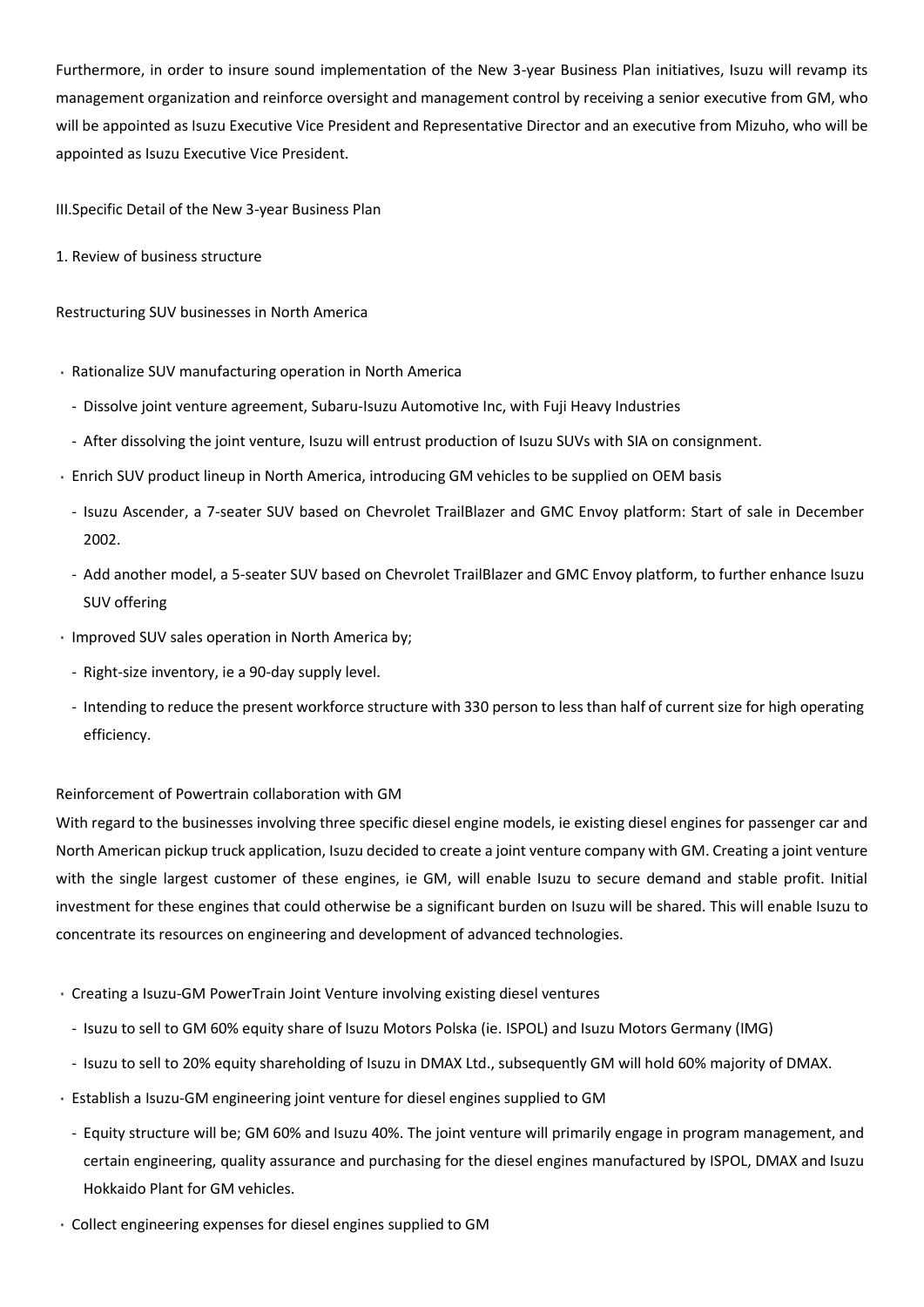Furthermore, in order to insure sound implementation of the New 3-year Business Plan initiatives, Isuzu will revamp its management organization and reinforce oversight and management control by receiving a senior executive from GM, who will be appointed as Isuzu Executive Vice President and Representative Director and an executive from Mizuho, who will be appointed as Isuzu Executive Vice President.

III.Specific Detail of the New 3-year Business Plan

1. Review of business structure

Restructuring SUV businesses in North America

- Rationalize SUV manufacturing operation in North America
  - Dissolve joint venture agreement, Subaru-Isuzu Automotive Inc, with Fuji Heavy Industries
  - After dissolving the joint venture, Isuzu will entrust production of Isuzu SUVs with SIA on consignment.
- Enrich SUV product lineup in North America, introducing GM vehicles to be supplied on OEM basis
  - Isuzu Ascender, a 7-seater SUV based on Chevrolet TrailBlazer and GMC Envoy platform: Start of sale in December 2002.
  - Add another model, a 5-seater SUV based on Chevrolet TrailBlazer and GMC Envoy platform, to further enhance Isuzu SUV offering
- Improved SUV sales operation in North America by;
  - Right-size inventory, ie a 90-day supply level.
  - Intending to reduce the present workforce structure with 330 person to less than half of current size for high operating efficiency.

Reinforcement of Powertrain collaboration with GM

With regard to the businesses involving three specific diesel engine models, ie existing diesel engines for passenger car and North American pickup truck application, Isuzu decided to create a joint venture company with GM. Creating a joint venture with the single largest customer of these engines, ie GM, will enable Isuzu to secure demand and stable profit. Initial investment for these engines that could otherwise be a significant burden on Isuzu will be shared. This will enable Isuzu to concentrate its resources on engineering and development of advanced technologies.

- Creating a Isuzu-GM PowerTrain Joint Venture involving existing diesel ventures
  - Isuzu to sell to GM 60% equity share of Isuzu Motors Polska (ie. ISPOL) and Isuzu Motors Germany (IMG)
  - Isuzu to sell to 20% equity shareholding of Isuzu in DMAX Ltd., subsequently GM will hold 60% majority of DMAX.
- Establish a Isuzu-GM engineering joint venture for diesel engines supplied to GM
  - Equity structure will be; GM 60% and Isuzu 40%. The joint venture will primarily engage in program management, and certain engineering, quality assurance and purchasing for the diesel engines manufactured by ISPOL, DMAX and Isuzu Hokkaido Plant for GM vehicles.
- Collect engineering expenses for diesel engines supplied to GM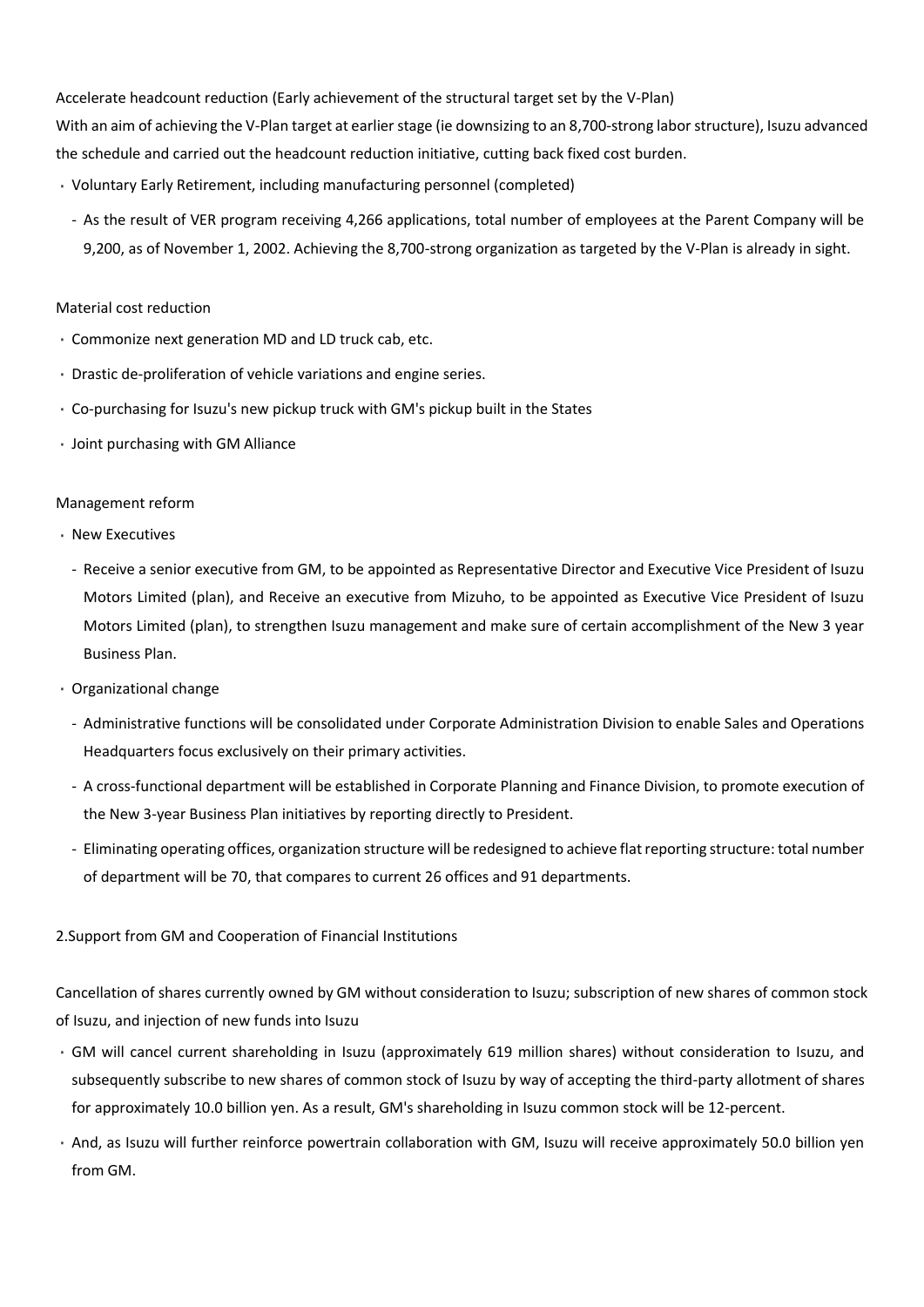Accelerate headcount reduction (Early achievement of the structural target set by the V-Plan)

With an aim of achieving the V-Plan target at earlier stage (ie downsizing to an 8,700-strong labor structure), Isuzu advanced the schedule and carried out the headcount reduction initiative, cutting back fixed cost burden.

- Voluntary Early Retirement, including manufacturing personnel (completed)
  - As the result of VER program receiving 4,266 applications, total number of employees at the Parent Company will be 9,200, as of November 1, 2002. Achieving the 8,700-strong organization as targeted by the V-Plan is already in sight.

Material cost reduction

- Commonize next generation MD and LD truck cab, etc.
- Drastic de-proliferation of vehicle variations and engine series.
- Co-purchasing for Isuzu's new pickup truck with GM's pickup built in the States
- Joint purchasing with GM Alliance

Management reform

- New Executives
  - Receive a senior executive from GM, to be appointed as Representative Director and Executive Vice President of Isuzu Motors Limited (plan), and Receive an executive from Mizuho, to be appointed as Executive Vice President of Isuzu Motors Limited (plan), to strengthen Isuzu management and make sure of certain accomplishment of the New 3 year Business Plan.
- Organizational change
  - Administrative functions will be consolidated under Corporate Administration Division to enable Sales and Operations Headquarters focus exclusively on their primary activities.
  - A cross-functional department will be established in Corporate Planning and Finance Division, to promote execution of the New 3-year Business Plan initiatives by reporting directly to President.
  - Eliminating operating offices, organization structure will be redesigned to achieve flat reporting structure: total number of department will be 70, that compares to current 26 offices and 91 departments.

2.Support from GM and Cooperation of Financial Institutions

Cancellation of shares currently owned by GM without consideration to Isuzu; subscription of new shares of common stock of Isuzu, and injection of new funds into Isuzu

- GM will cancel current shareholding in Isuzu (approximately 619 million shares) without consideration to Isuzu, and subsequently subscribe to new shares of common stock of Isuzu by way of accepting the third-party allotment of shares for approximately 10.0 billion yen. As a result, GM's shareholding in Isuzu common stock will be 12-percent.
- And, as Isuzu will further reinforce powertrain collaboration with GM, Isuzu will receive approximately 50.0 billion yen from GM.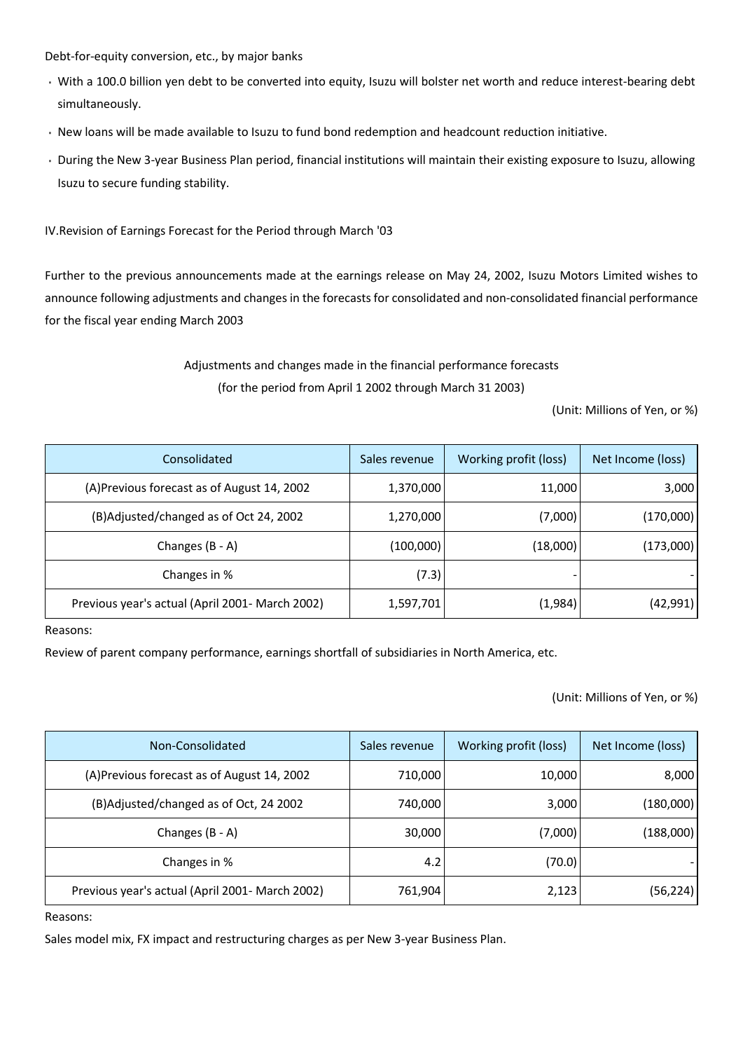Debt-for-equity conversion, etc., by major banks

- With a 100.0 billion yen debt to be converted into equity, Isuzu will bolster net worth and reduce interest-bearing debt simultaneously.
- New loans will be made available to Isuzu to fund bond redemption and headcount reduction initiative.
- During the New 3-year Business Plan period, financial institutions will maintain their existing exposure to Isuzu, allowing Isuzu to secure funding stability.

IV.Revision of Earnings Forecast for the Period through March '03

Further to the previous announcements made at the earnings release on May 24, 2002, Isuzu Motors Limited wishes to announce following adjustments and changes in the forecasts for consolidated and non-consolidated financial performance for the fiscal year ending March 2003

Adjustments and changes made in the financial performance forecasts

(for the period from April 1 2002 through March 31 2003)

(Unit: Millions of Yen, or %)

| Consolidated | Sales revenue | Working profit (loss) | Net Income (loss) |
|---|---|---|---|
| (A)Previous forecast as of August 14, 2002 | 1,370,000 | 11,000 | 3,000 |
| (B)Adjusted/changed as of Oct 24, 2002 | 1,270,000 | (7,000) | (170,000) |
| Changes (B - A) | (100,000) | (18,000) | (173,000) |
| Changes in % | (7.3) | - | - |
| Previous year's actual (April 2001- March 2002) | 1,597,701 | (1,984) | (42,991) |

Reasons:

Review of parent company performance, earnings shortfall of subsidiaries in North America, etc.

(Unit: Millions of Yen, or %)

| Non-Consolidated | Sales revenue | Working profit (loss) | Net Income (loss) |
|---|---|---|---|
| (A)Previous forecast as of August 14, 2002 | 710,000 | 10,000 | 8,000 |
| (B)Adjusted/changed as of Oct, 24 2002 | 740,000 | 3,000 | (180,000) |
| Changes (B - A) | 30,000 | (7,000) | (188,000) |
| Changes in % | 4.2 | (70.0) | - |
| Previous year's actual (April 2001- March 2002) | 761,904 | 2,123 | (56,224) |

Reasons:

Sales model mix, FX impact and restructuring charges as per New 3-year Business Plan.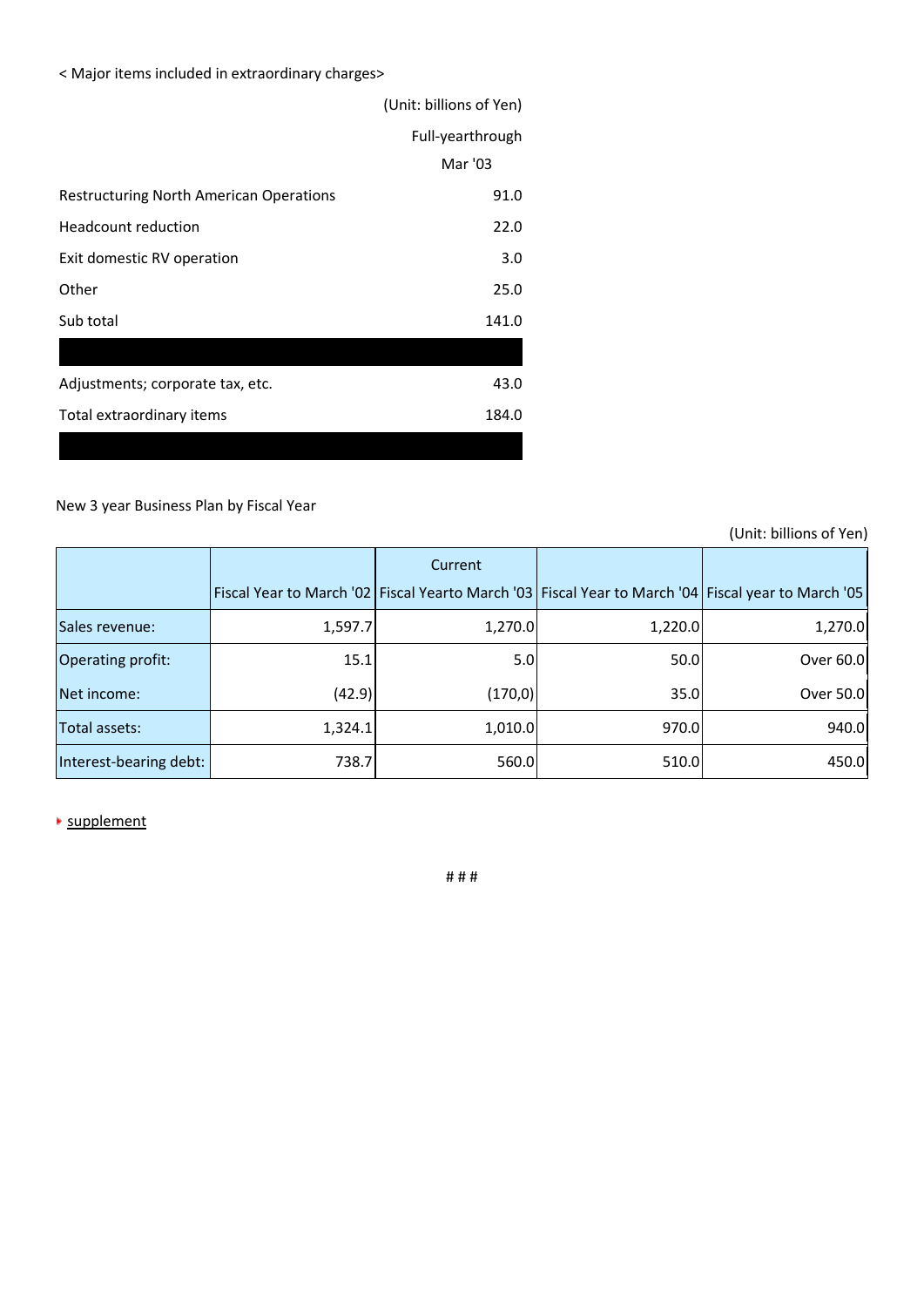< Major items included in extraordinary charges>

| | (Unit: billions of Yen) Full-yearthrough Mar '03 |
|---|---|
| Restructuring North American Operations | 91.0 |
| Headcount reduction | 22.0 |
| Exit domestic RV operation | 3.0 |
| Other | 25.0 |
| Sub total | 141.0 |
| Adjustments; corporate tax, etc. | 43.0 |
| Total extraordinary items | 184.0 |

New 3 year Business Plan by Fiscal Year

(Unit: billions of Yen)

| | Fiscal Year to March '02 | Current Fiscal Yearto March '03 | Fiscal Year to March '04 | Fiscal year to March '05 |
|---|---|---|---|---|
| Sales revenue: | 1,597.7 | 1,270.0 | 1,220.0 | 1,270.0 |
| Operating profit: | 15.1 | 5.0 | 50.0 | Over 60.0 |
| Net income: | (42.9) | (170,0) | 35.0 | Over 50.0 |
| Total assets: | 1,324.1 | 1,010.0 | 970.0 | 940.0 |
| Interest-bearing debt: | 738.7 | 560.0 | 510.0 | 450.0 |

supplement

# # #